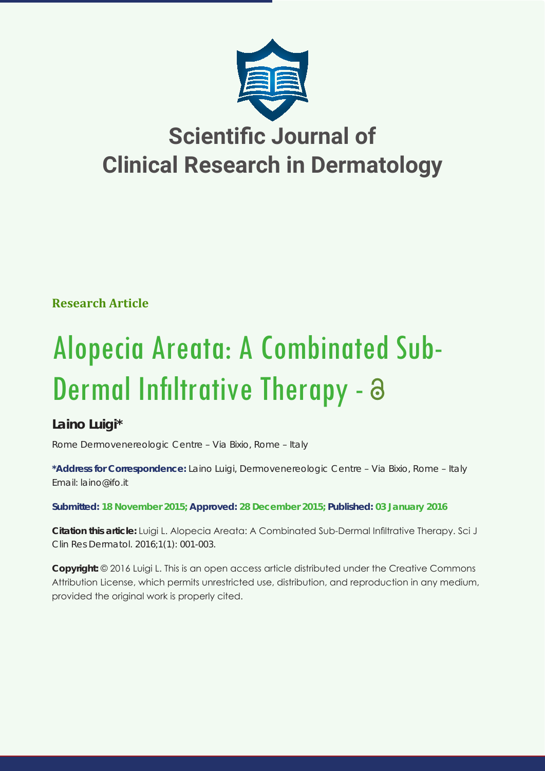# Scientific Journal of Clinical Research in Dermatology

**Research Article**

# Alopecia Areata: A Combinated Sub-Dermal Infiltrative Therapy

**Laino Luigi***

Rome Dermovenereologic Centre – Via Bixio, Rome – Italy

**\*Address for Correspondence:** Laino Luigi, Dermovenereologic Centre – Via Bixio, Rome – Italy
Email: laino@ifo.it

**Submitted: 18 November 2015; Approved: 28 December 2015; Published: 03 January 2016**

**Citation this article:** Luigi L. Alopecia Areata: A Combinated Sub-Dermal Infiltrative Therapy. Sci J Clin Res Dermatol. 2016;1(1): 001-003.

**Copyright:** © 2016 Luigi L. This is an open access article distributed under the Creative Commons Attribution License, which permits unrestricted use, distribution, and reproduction in any medium, provided the original work is properly cited.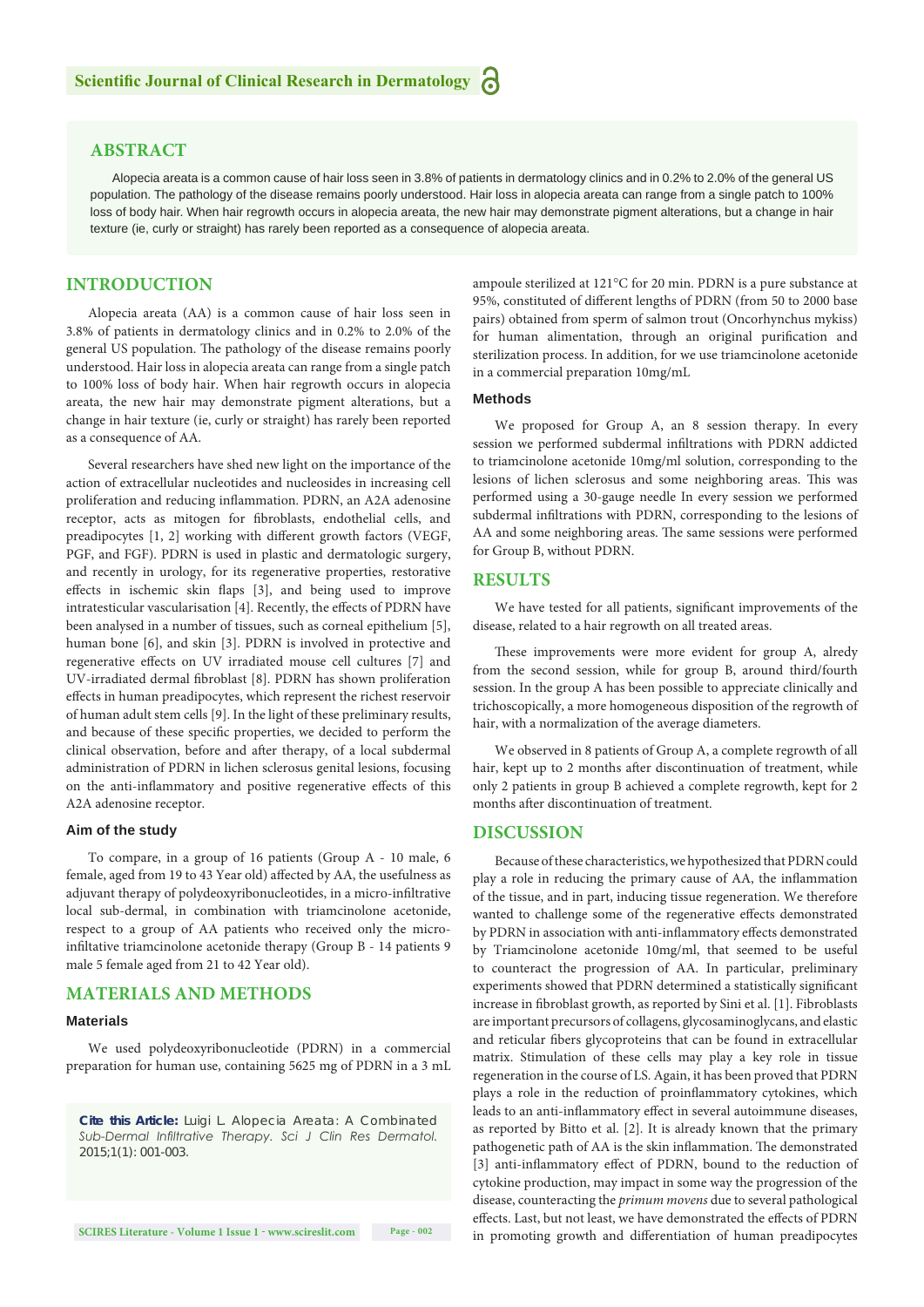## ABSTRACT

Alopecia areata is a common cause of hair loss seen in 3.8% of patients in dermatology clinics and in 0.2% to 2.0% of the general US population. The pathology of the disease remains poorly understood. Hair loss in alopecia areata can range from a single patch to 100% loss of body hair. When hair regrowth occurs in alopecia areata, the new hair may demonstrate pigment alterations, but a change in hair texture (ie, curly or straight) has rarely been reported as a consequence of alopecia areata.

## INTRODUCTION

Alopecia areata (AA) is a common cause of hair loss seen in 3.8% of patients in dermatology clinics and in 0.2% to 2.0% of the general US population. The pathology of the disease remains poorly understood. Hair loss in alopecia areata can range from a single patch to 100% loss of body hair. When hair regrowth occurs in alopecia areata, the new hair may demonstrate pigment alterations, but a change in hair texture (ie, curly or straight) has rarely been reported as a consequence of AA.

Several researchers have shed new light on the importance of the action of extracellular nucleotides and nucleosides in increasing cell proliferation and reducing inflammation. PDRN, an A2A adenosine receptor, acts as mitogen for fibroblasts, endothelial cells, and preadipocytes [1, 2] working with different growth factors (VEGF, PGF, and FGF). PDRN is used in plastic and dermatologic surgery, and recently in urology, for its regenerative properties, restorative effects in ischemic skin flaps [3], and being used to improve intratesticular vascularisation [4]. Recently, the effects of PDRN have been analysed in a number of tissues, such as corneal epithelium [5], human bone [6], and skin [3]. PDRN is involved in protective and regenerative effects on UV irradiated mouse cell cultures [7] and UV-irradiated dermal fibroblast [8]. PDRN has shown proliferation effects in human preadipocytes, which represent the richest reservoir of human adult stem cells [9]. In the light of these preliminary results, and because of these specific properties, we decided to perform the clinical observation, before and after therapy, of a local subdermal administration of PDRN in lichen sclerosus genital lesions, focusing on the anti-inflammatory and positive regenerative effects of this A2A adenosine receptor.

### Aim of the study

To compare, in a group of 16 patients (Group A - 10 male, 6 female, aged from 19 to 43 Year old) affected by AA, the usefulness as adjuvant therapy of polydeoxyribonucleotides, in a micro-infiltrative local sub-dermal, in combination with triamcinolone acetonide, respect to a group of AA patients who received only the micro-infiltative triamcinolone acetonide therapy (Group B - 14 patients 9 male 5 female aged from 21 to 42 Year old).

## MATERIALS AND METHODS

### Materials

We used polydeoxyribonucleotide (PDRN) in a commercial preparation for human use, containing 5625 mg of PDRN in a 3 mL ampoule sterilized at 121°C for 20 min. PDRN is a pure substance at 95%, constituted of different lengths of PDRN (from 50 to 2000 base pairs) obtained from sperm of salmon trout (Oncorhynchus mykiss) for human alimentation, through an original purification and sterilization process. In addition, for we use triamcinolone acetonide in a commercial preparation 10mg/mL

### Methods

We proposed for Group A, an 8 session therapy. In every session we performed subdermal infiltrations with PDRN addicted to triamcinolone acetonide 10mg/ml solution, corresponding to the lesions of lichen sclerosus and some neighboring areas. This was performed using a 30-gauge needle In every session we performed subdermal infiltrations with PDRN, corresponding to the lesions of AA and some neighboring areas. The same sessions were performed for Group B, without PDRN.

## RESULTS

We have tested for all patients, significant improvements of the disease, related to a hair regrowth on all treated areas.

These improvements were more evident for group A, alredy from the second session, while for group B, around third/fourth session. In the group A has been possible to appreciate clinically and trichoscopically, a more homogeneous disposition of the regrowth of hair, with a normalization of the average diameters.

We observed in 8 patients of Group A, a complete regrowth of all hair, kept up to 2 months after discontinuation of treatment, while only 2 patients in group B achieved a complete regrowth, kept for 2 months after discontinuation of treatment.

## DISCUSSION

Because of these characteristics, we hypothesized that PDRN could play a role in reducing the primary cause of AA, the inflammation of the tissue, and in part, inducing tissue regeneration. We therefore wanted to challenge some of the regenerative effects demonstrated by PDRN in association with anti-inflammatory effects demonstrated by Triamcinolone acetonide 10mg/ml, that seemed to be useful to counteract the progression of AA. In particular, preliminary experiments showed that PDRN determined a statistically significant increase in fibroblast growth, as reported by Sini et al. [1]. Fibroblasts are important precursors of collagens, glycosaminoglycans, and elastic and reticular fibers glycoproteins that can be found in extracellular matrix. Stimulation of these cells may play a key role in tissue regeneration in the course of LS. Again, it has been proved that PDRN plays a role in the reduction of proinflammatory cytokines, which leads to an anti-inflammatory effect in several autoimmune diseases, as reported by Bitto et al. [2]. It is already known that the primary pathogenetic path of AA is the skin inflammation. The demonstrated [3] anti-inflammatory effect of PDRN, bound to the reduction of cytokine production, may impact in some way the progression of the disease, counteracting the *primum movens* due to several pathological effects. Last, but not least, we have demonstrated the effects of PDRN in promoting growth and differentiation of human preadipocytes

**Cite this Article:** Luigi L. Alopecia Areata: A Combinated *Sub-Dermal Infiltrative Therapy. Sci J Clin Res Dermatol.* 2015;1(1): 001-003.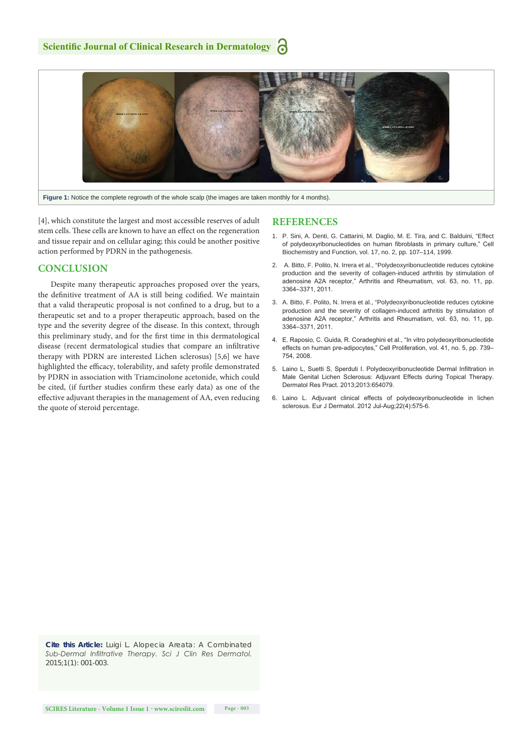Figure 1: Notice the complete regrowth of the whole scalp (the images are taken monthly for 4 months).

[4], which constitute the largest and most accessible reserves of adult stem cells. These cells are known to have an effect on the regeneration and tissue repair and on cellular aging; this could be another positive action performed by PDRN in the pathogenesis.

## CONCLUSION

Despite many therapeutic approaches proposed over the years, the definitive treatment of AA is still being codified. We maintain that a valid therapeutic proposal is not confined to a drug, but to a therapeutic set and to a proper therapeutic approach, based on the type and the severity degree of the disease. In this context, through this preliminary study, and for the first time in this dermatological disease (recent dermatological studies that compare an infiltrative therapy with PDRN are interested Lichen sclerosus) [5,6] we have highlighted the efficacy, tolerability, and safety profile demonstrated by PDRN in association with Triamcinolone acetonide, which could be cited, (if further studies confirm these early data) as one of the effective adjuvant therapies in the management of AA, even reducing the quote of steroid percentage.

## REFERENCES

1. P. Sini, A. Denti, G. Cattarini, M. Daglio, M. E. Tira, and C. Balduini, "Effect of polydeoxyribonucleotides on human fibroblasts in primary culture," Cell Biochemistry and Function, vol. 17, no. 2, pp. 107–114, 1999.
2. A. Bitto, F. Polito, N. Irrera et al., "Polydeoxyribonucleotide reduces cytokine production and the severity of collagen-induced arthritis by stimulation of adenosine A2A receptor," Arthritis and Rheumatism, vol. 63, no. 11, pp. 3364–3371, 2011.
3. A. Bitto, F. Polito, N. Irrera et al., "Polydeoxyribonucleotide reduces cytokine production and the severity of collagen-induced arthritis by stimulation of adenosine A2A receptor," Arthritis and Rheumatism, vol. 63, no. 11, pp. 3364–3371, 2011.
4. E. Raposio, C. Guida, R. Coradeghini et al., "In vitro polydeoxyribonucleotide effects on human pre-adipocytes," Cell Proliferation, vol. 41, no. 5, pp. 739–754, 2008.
5. Laino L, Suetti S, Sperduti I. Polydeoxyribonucleotide Dermal Infiltration in Male Genital Lichen Sclerosus: Adjuvant Effects during Topical Therapy. Dermatol Res Pract. 2013;2013:654079.
6. Laino L. Adjuvant clinical effects of polydeoxyribonucleotide in lichen sclerosus. Eur J Dermatol. 2012 Jul-Aug;22(4):575-6.

**Cite this Article:** Luigi L. Alopecia Areata: A Combinated *Sub-Dermal Infiltrative Therapy. Sci J Clin Res Dermatol.* 2015;1(1): 001-003.